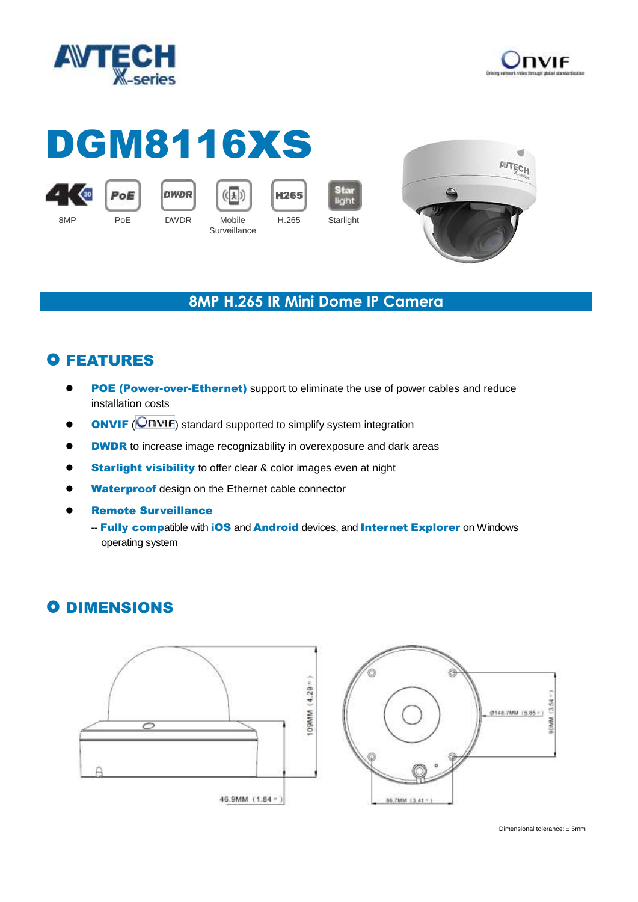# DGM8116XS

8MP | PoE | DWDR | Mobile Surveillance | H.265 | Starlight

## 8MP H.265 IR Mini Dome IP Camera

## FEATURES

- **POE (Power-over-Ethernet)** support to eliminate the use of power cables and reduce installation costs
- **ONVIF** (ONVIF) standard supported to simplify system integration
- **DWDR** to increase image recognizability in overexposure and dark areas
- **Starlight visibility** to offer clear & color images even at night
- **Waterproof** design on the Ethernet cable connector
- **Remote Surveillance**
  -- **Fully compatible** with **iOS** and **Android** devices, and **Internet Explorer** on Windows operating system

## DIMENSIONS

109MM (4.29")

46.9MM (1.84")

Ø148.7MM (5.85")

90MM (3.54")

86.7MM (3.41")

Dimensional tolerance: ± 5mm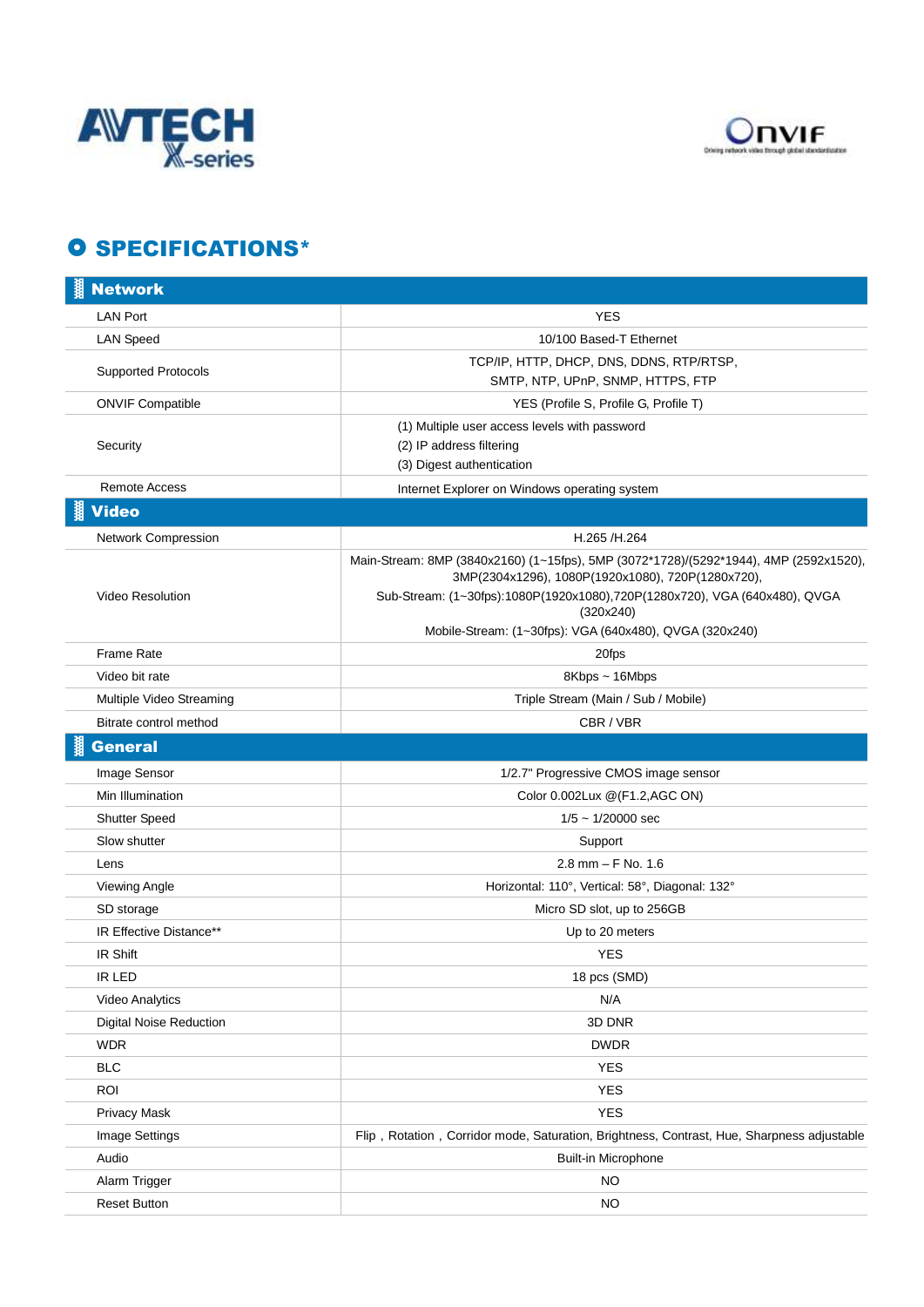# SPECIFICATIONS*

| Network | |
|---|---|
| LAN Port | YES |
| LAN Speed | 10/100 Based-T Ethernet |
| Supported Protocols | TCP/IP, HTTP, DHCP, DNS, DDNS, RTP/RTSP, SMTP, NTP, UPnP, SNMP, HTTPS, FTP |
| ONVIF Compatible | YES (Profile S, Profile G, Profile T) |
| Security | (1) Multiple user access levels with password<br>(2) IP address filtering<br>(3) Digest authentication |
| Remote Access | Internet Explorer on Windows operating system |

| Video | |
|---|---|
| Network Compression | H.265 /H.264 |
| Video Resolution | Main-Stream: 8MP (3840x2160) (1~15fps), 5MP (3072*1728)/(5292*1944), 4MP (2592x1520), 3MP(2304x1296), 1080P(1920x1080), 720P(1280x720),<br>Sub-Stream: (1~30fps):1080P(1920x1080),720P(1280x720), VGA (640x480), QVGA (320x240)<br>Mobile-Stream: (1~30fps): VGA (640x480), QVGA (320x240) |
| Frame Rate | 20fps |
| Video bit rate | 8Kbps ~ 16Mbps |
| Multiple Video Streaming | Triple Stream (Main / Sub / Mobile) |
| Bitrate control method | CBR / VBR |

| General | |
|---|---|
| Image Sensor | 1/2.7" Progressive CMOS image sensor |
| Min Illumination | Color 0.002Lux @(F1.2,AGC ON) |
| Shutter Speed | 1/5 ~ 1/20000 sec |
| Slow shutter | Support |
| Lens | 2.8 mm – F No. 1.6 |
| Viewing Angle | Horizontal: 110°, Vertical: 58°, Diagonal: 132° |
| SD storage | Micro SD slot, up to 256GB |
| IR Effective Distance** | Up to 20 meters |
| IR Shift | YES |
| IR LED | 18 pcs (SMD) |
| Video Analytics | N/A |
| Digital Noise Reduction | 3D DNR |
| WDR | DWDR |
| BLC | YES |
| ROI | YES |
| Privacy Mask | YES |
| Image Settings | Flip，Rotation，Corridor mode, Saturation, Brightness, Contrast, Hue, Sharpness adjustable |
| Audio | Built-in Microphone |
| Alarm Trigger | NO |
| Reset Button | NO |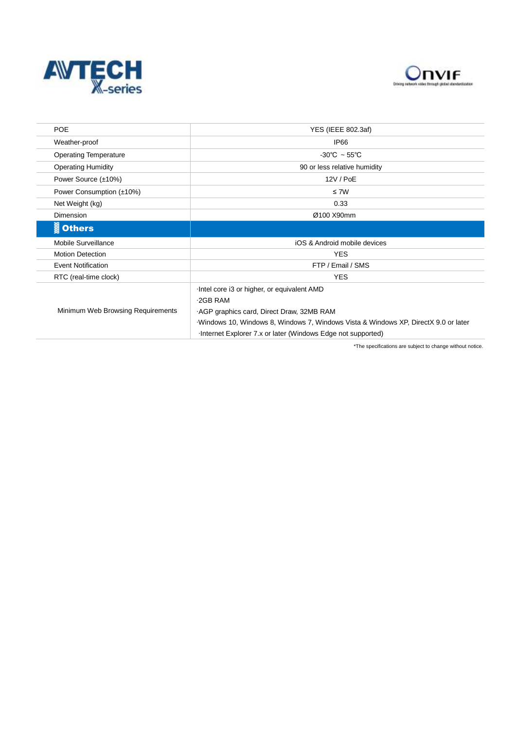| | |
|---|---|
| POE | YES (IEEE 802.3af) |
| Weather-proof | IP66 |
| Operating Temperature | -30℃ ~ 55℃ |
| Operating Humidity | 90 or less relative humidity |
| Power Source (±10%) | 12V / PoE |
| Power Consumption (±10%) | ≤ 7W |
| Net Weight (kg) | 0.33 |
| Dimension | Ø100 X90mm |
| **Others** | |
| Mobile Surveillance | iOS & Android mobile devices |
| Motion Detection | YES |
| Event Notification | FTP / Email / SMS |
| RTC (real-time clock) | YES |
| Minimum Web Browsing Requirements | ·Intel core i3 or higher, or equivalent AMD<br>·2GB RAM<br>·AGP graphics card, Direct Draw, 32MB RAM<br>·Windows 10, Windows 8, Windows 7, Windows Vista & Windows XP, DirectX 9.0 or later<br>·Internet Explorer 7.x or later (Windows Edge not supported) |

*The specifications are subject to change without notice.